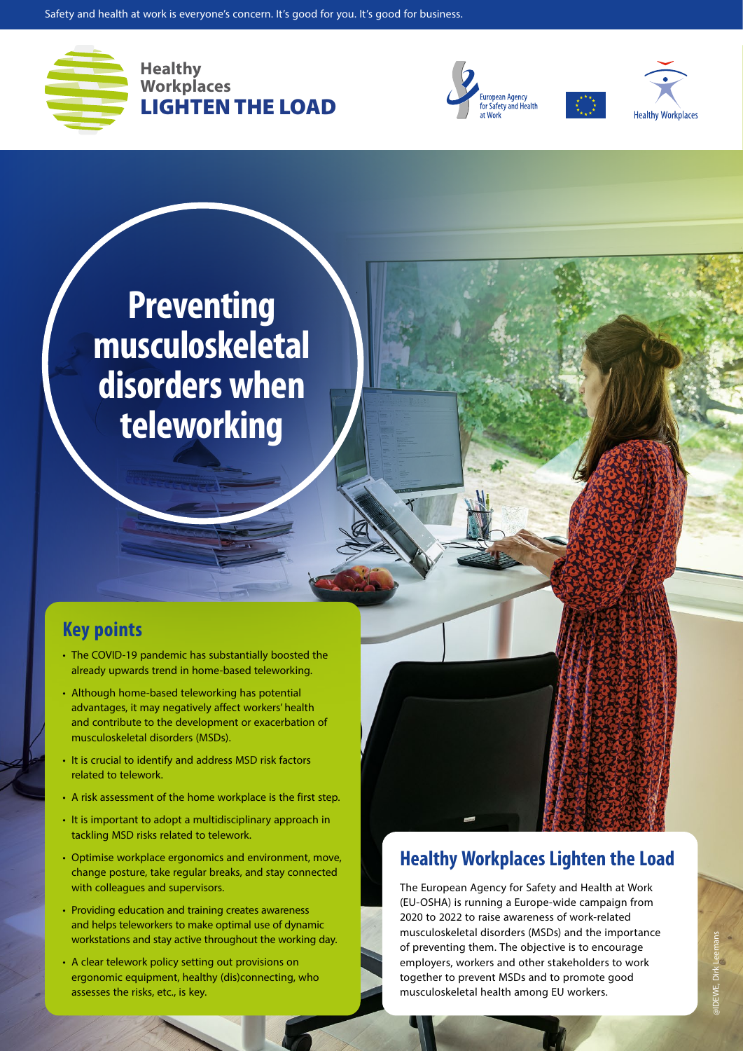Safety and health at work is everyone's concern. It's good for you. It's good for business.

Healthy Workplaces
**LIGHTEN THE LOAD**

# Preventing musculoskeletal disorders when teleworking

## Key points

- The COVID-19 pandemic has substantially boosted the already upwards trend in home-based teleworking.
- Although home-based teleworking has potential advantages, it may negatively affect workers' health and contribute to the development or exacerbation of musculoskeletal disorders (MSDs).
- It is crucial to identify and address MSD risk factors related to telework.
- A risk assessment of the home workplace is the first step.
- It is important to adopt a multidisciplinary approach in tackling MSD risks related to telework.
- Optimise workplace ergonomics and environment, move, change posture, take regular breaks, and stay connected with colleagues and supervisors.
- Providing education and training creates awareness and helps teleworkers to make optimal use of dynamic workstations and stay active throughout the working day.
- A clear telework policy setting out provisions on ergonomic equipment, healthy (dis)connecting, who assesses the risks, etc., is key.

## Healthy Workplaces Lighten the Load

The European Agency for Safety and Health at Work (EU-OSHA) is running a Europe-wide campaign from 2020 to 2022 to raise awareness of work-related musculoskeletal disorders (MSDs) and the importance of preventing them. The objective is to encourage employers, workers and other stakeholders to work together to prevent MSDs and to promote good musculoskeletal health among EU workers.

@IDEWE, Dirk Leemans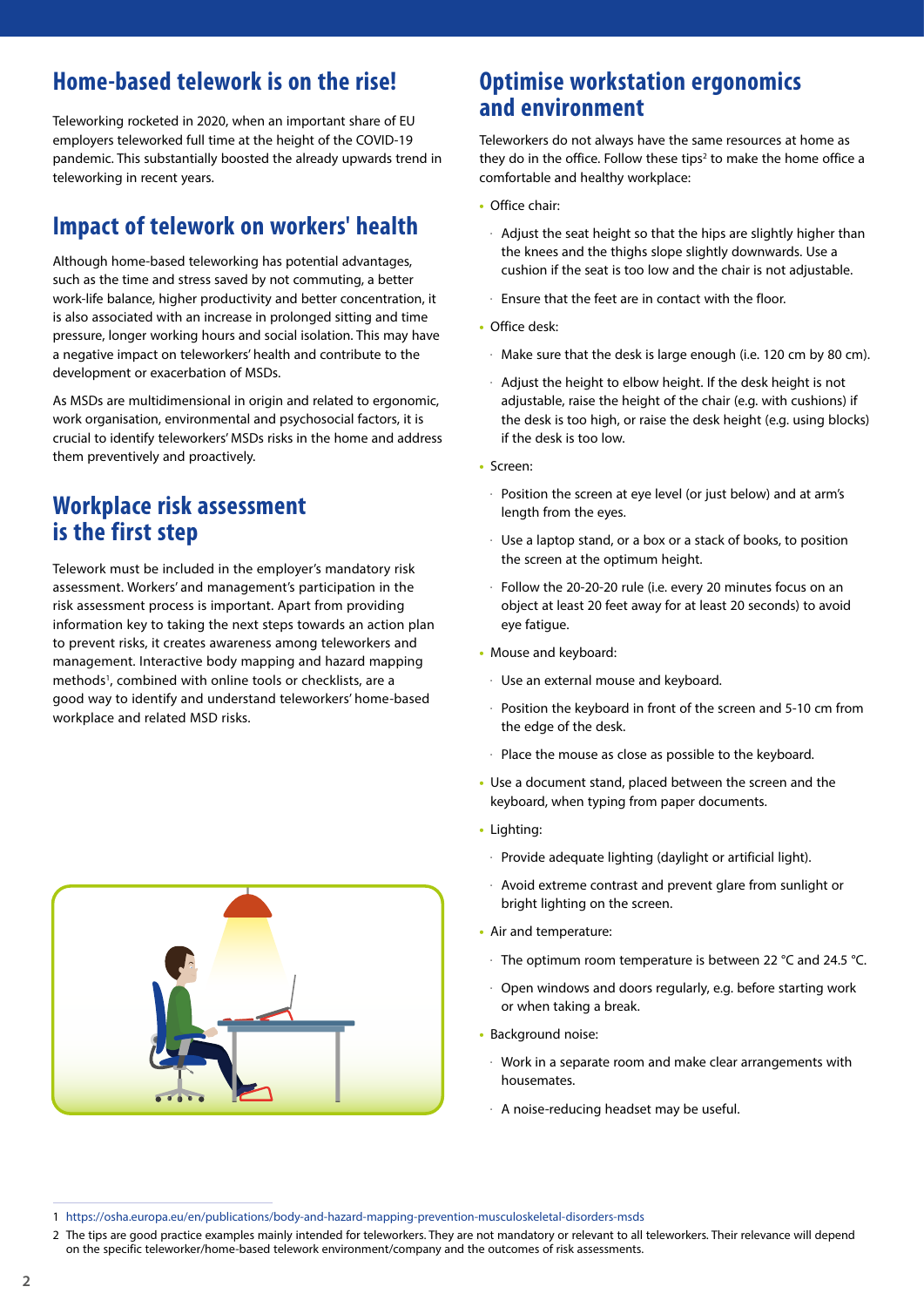## Home-based telework is on the rise!

Teleworking rocketed in 2020, when an important share of EU employers teleworked full time at the height of the COVID-19 pandemic. This substantially boosted the already upwards trend in teleworking in recent years.

## Impact of telework on workers' health

Although home-based teleworking has potential advantages, such as the time and stress saved by not commuting, a better work-life balance, higher productivity and better concentration, it is also associated with an increase in prolonged sitting and time pressure, longer working hours and social isolation. This may have a negative impact on teleworkers' health and contribute to the development or exacerbation of MSDs.

As MSDs are multidimensional in origin and related to ergonomic, work organisation, environmental and psychosocial factors, it is crucial to identify teleworkers' MSDs risks in the home and address them preventively and proactively.

## Workplace risk assessment is the first step

Telework must be included in the employer's mandatory risk assessment. Workers' and management's participation in the risk assessment process is important. Apart from providing information key to taking the next steps towards an action plan to prevent risks, it creates awareness among teleworkers and management. Interactive body mapping and hazard mapping methods[1], combined with online tools or checklists, are a good way to identify and understand teleworkers' home-based workplace and related MSD risks.

## Optimise workstation ergonomics and environment

Teleworkers do not always have the same resources at home as they do in the office. Follow these tips[2] to make the home office a comfortable and healthy workplace:

- Office chair:
  - Adjust the seat height so that the hips are slightly higher than the knees and the thighs slope slightly downwards. Use a cushion if the seat is too low and the chair is not adjustable.
  - Ensure that the feet are in contact with the floor.
- Office desk:
  - Make sure that the desk is large enough (i.e. 120 cm by 80 cm).
  - Adjust the height to elbow height. If the desk height is not adjustable, raise the height of the chair (e.g. with cushions) if the desk is too high, or raise the desk height (e.g. using blocks) if the desk is too low.
- Screen:
  - Position the screen at eye level (or just below) and at arm's length from the eyes.
  - Use a laptop stand, or a box or a stack of books, to position the screen at the optimum height.
  - Follow the 20-20-20 rule (i.e. every 20 minutes focus on an object at least 20 feet away for at least 20 seconds) to avoid eye fatigue.
- Mouse and keyboard:
  - Use an external mouse and keyboard.
  - Position the keyboard in front of the screen and 5-10 cm from the edge of the desk.
  - Place the mouse as close as possible to the keyboard.
- Use a document stand, placed between the screen and the keyboard, when typing from paper documents.
- Lighting:
  - Provide adequate lighting (daylight or artificial light).
  - Avoid extreme contrast and prevent glare from sunlight or bright lighting on the screen.
- Air and temperature:
  - The optimum room temperature is between 22 °C and 24.5 °C.
  - Open windows and doors regularly, e.g. before starting work or when taking a break.
- Background noise:
  - Work in a separate room and make clear arrangements with housemates.
  - A noise-reducing headset may be useful.

---

1 https://osha.europa.eu/en/publications/body-and-hazard-mapping-prevention-musculoskeletal-disorders-msds

2 The tips are good practice examples mainly intended for teleworkers. They are not mandatory or relevant to all teleworkers. Their relevance will depend on the specific teleworker/home-based telework environment/company and the outcomes of risk assessments.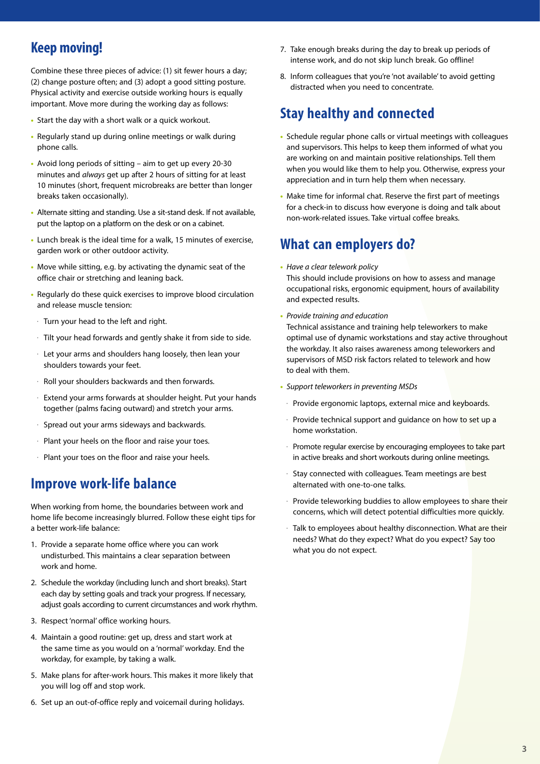## Keep moving!

Combine these three pieces of advice: (1) sit fewer hours a day; (2) change posture often; and (3) adopt a good sitting posture. Physical activity and exercise outside working hours is equally important. Move more during the working day as follows:

- Start the day with a short walk or a quick workout.
- Regularly stand up during online meetings or walk during phone calls.
- Avoid long periods of sitting – aim to get up every 20-30 minutes and *always* get up after 2 hours of sitting for at least 10 minutes (short, frequent microbreaks are better than longer breaks taken occasionally).
- Alternate sitting and standing. Use a sit-stand desk. If not available, put the laptop on a platform on the desk or on a cabinet.
- Lunch break is the ideal time for a walk, 15 minutes of exercise, garden work or other outdoor activity.
- Move while sitting, e.g. by activating the dynamic seat of the office chair or stretching and leaning back.
- Regularly do these quick exercises to improve blood circulation and release muscle tension:
  - Turn your head to the left and right.
  - Tilt your head forwards and gently shake it from side to side.
  - Let your arms and shoulders hang loosely, then lean your shoulders towards your feet.
  - Roll your shoulders backwards and then forwards.
  - Extend your arms forwards at shoulder height. Put your hands together (palms facing outward) and stretch your arms.
  - Spread out your arms sideways and backwards.
  - Plant your heels on the floor and raise your toes.
  - Plant your toes on the floor and raise your heels.

## Improve work-life balance

When working from home, the boundaries between work and home life become increasingly blurred. Follow these eight tips for a better work-life balance:

1. Provide a separate home office where you can work undisturbed. This maintains a clear separation between work and home.
2. Schedule the workday (including lunch and short breaks). Start each day by setting goals and track your progress. If necessary, adjust goals according to current circumstances and work rhythm.
3. Respect 'normal' office working hours.
4. Maintain a good routine: get up, dress and start work at the same time as you would on a 'normal' workday. End the workday, for example, by taking a walk.
5. Make plans for after-work hours. This makes it more likely that you will log off and stop work.
6. Set up an out-of-office reply and voicemail during holidays.
7. Take enough breaks during the day to break up periods of intense work, and do not skip lunch break. Go offline!
8. Inform colleagues that you're 'not available' to avoid getting distracted when you need to concentrate.

## Stay healthy and connected

- Schedule regular phone calls or virtual meetings with colleagues and supervisors. This helps to keep them informed of what you are working on and maintain positive relationships. Tell them when you would like them to help you. Otherwise, express your appreciation and in turn help them when necessary.
- Make time for informal chat. Reserve the first part of meetings for a check-in to discuss how everyone is doing and talk about non-work-related issues. Take virtual coffee breaks.

## What can employers do?

- *Have a clear telework policy*
  This should include provisions on how to assess and manage occupational risks, ergonomic equipment, hours of availability and expected results.
- *Provide training and education*
  Technical assistance and training help teleworkers to make optimal use of dynamic workstations and stay active throughout the workday. It also raises awareness among teleworkers and supervisors of MSD risk factors related to telework and how to deal with them.
- *Support teleworkers in preventing MSDs*
  - Provide ergonomic laptops, external mice and keyboards.
  - Provide technical support and guidance on how to set up a home workstation.
  - Promote regular exercise by encouraging employees to take part in active breaks and short workouts during online meetings.
  - Stay connected with colleagues. Team meetings are best alternated with one-to-one talks.
  - Provide teleworking buddies to allow employees to share their concerns, which will detect potential difficulties more quickly.
  - Talk to employees about healthy disconnection. What are their needs? What do they expect? What do you expect? Say too what you do not expect.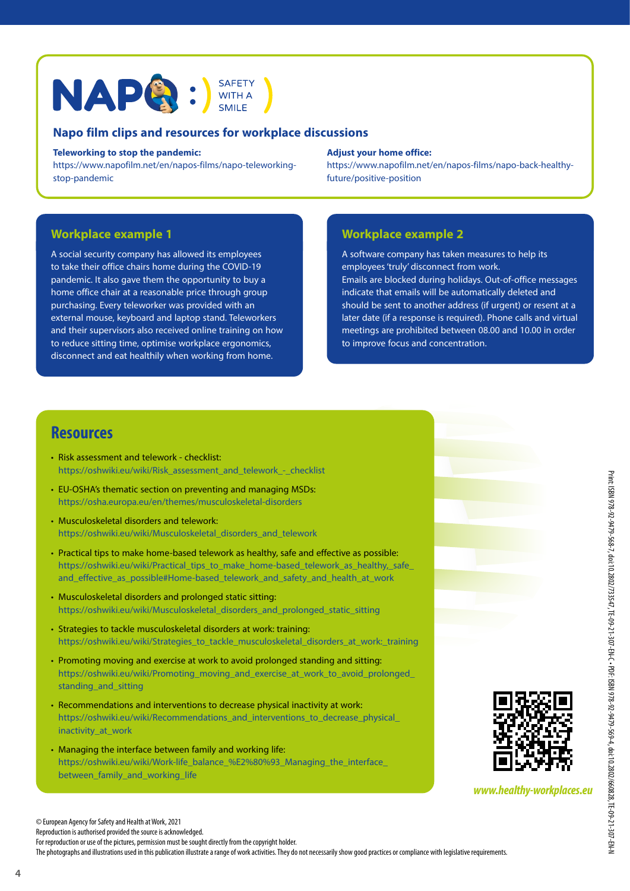NAPO :) SAFETY WITH A SMILE

## Napo film clips and resources for workplace discussions

**Teleworking to stop the pandemic:**
https://www.napofilm.net/en/napos-films/napo-teleworking-stop-pandemic

**Adjust your home office:**
https://www.napofilm.net/en/napos-films/napo-back-healthy-future/positive-position

## Workplace example 1

A social security company has allowed its employees to take their office chairs home during the COVID-19 pandemic. It also gave them the opportunity to buy a home office chair at a reasonable price through group purchasing. Every teleworker was provided with an external mouse, keyboard and laptop stand. Teleworkers and their supervisors also received online training on how to reduce sitting time, optimise workplace ergonomics, disconnect and eat healthily when working from home.

## Workplace example 2

A software company has taken measures to help its employees 'truly' disconnect from work.
Emails are blocked during holidays. Out-of-office messages indicate that emails will be automatically deleted and should be sent to another address (if urgent) or resent at a later date (if a response is required). Phone calls and virtual meetings are prohibited between 08.00 and 10.00 in order to improve focus and concentration.

## Resources

- Risk assessment and telework - checklist:
  https://oshwiki.eu/wiki/Risk_assessment_and_telework_-_checklist
- EU-OSHA's thematic section on preventing and managing MSDs:
  https://osha.europa.eu/en/themes/musculoskeletal-disorders
- Musculoskeletal disorders and telework:
  https://oshwiki.eu/wiki/Musculoskeletal_disorders_and_telework
- Practical tips to make home-based telework as healthy, safe and effective as possible:
  https://oshwiki.eu/wiki/Practical_tips_to_make_home-based_telework_as_healthy,_safe_and_effective_as_possible#Home-based_telework_and_safety_and_health_at_work
- Musculoskeletal disorders and prolonged static sitting:
  https://oshwiki.eu/wiki/Musculoskeletal_disorders_and_prolonged_static_sitting
- Strategies to tackle musculoskeletal disorders at work: training:
  https://oshwiki.eu/wiki/Strategies_to_tackle_musculoskeletal_disorders_at_work:_training
- Promoting moving and exercise at work to avoid prolonged standing and sitting:
  https://oshwiki.eu/wiki/Promoting_moving_and_exercise_at_work_to_avoid_prolonged_standing_and_sitting
- Recommendations and interventions to decrease physical inactivity at work:
  https://oshwiki.eu/wiki/Recommendations_and_interventions_to_decrease_physical_inactivity_at_work
- Managing the interface between family and working life:
  https://oshwiki.eu/wiki/Work-life_balance_%E2%80%93_Managing_the_interface_between_family_and_working_life

www.healthy-workplaces.eu

© European Agency for Safety and Health at Work, 2021
Reproduction is authorised provided the source is acknowledged.
For reproduction or use of the pictures, permission must be sought directly from the copyright holder.
The photographs and illustrations used in this publication illustrate a range of work activities. They do not necessarily show good practices or compliance with legislative requirements.

Print: ISBN 978-92-9479-568-7, doi:10.2802/733547, TE-09-21-307-EN-C • PDF: ISBN 978-92-9479-569-4, doi:10.2802/660828, TE-09-21-307-EN-N